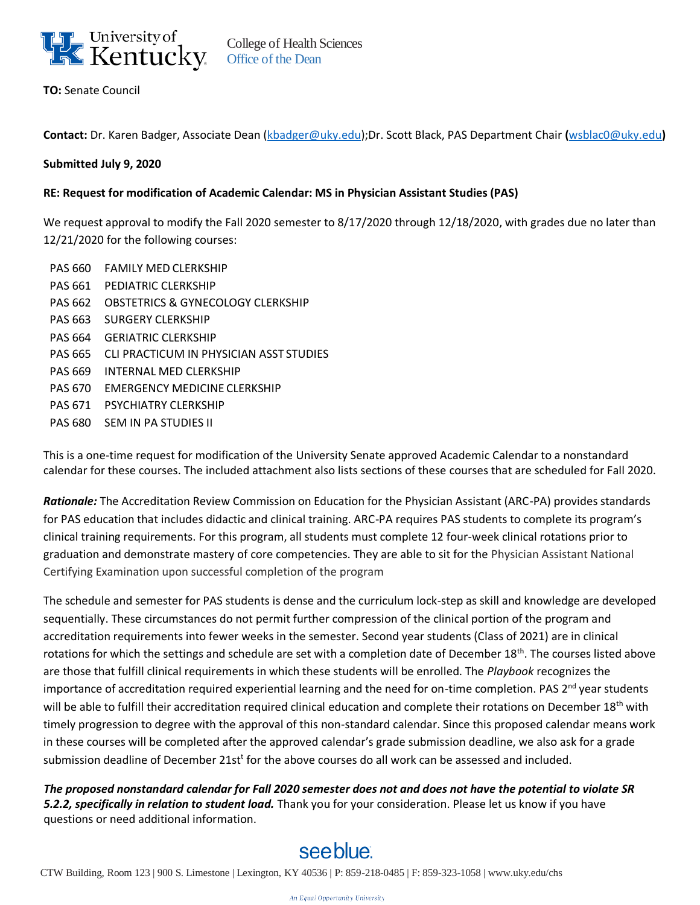University of Kentucky

College of Health Sciences
Office of the Dean

**TO:** Senate Council

**Contact:** Dr. Karen Badger, Associate Dean (kbadger@uky.edu);Dr. Scott Black, PAS Department Chair **(**wsblac0@uky.edu**)**

**Submitted July 9, 2020**

**RE: Request for modification of Academic Calendar: MS in Physician Assistant Studies (PAS)**

We request approval to modify the Fall 2020 semester to 8/17/2020 through 12/18/2020, with grades due no later than 12/21/2020 for the following courses:

| | |
|---|---|
| PAS 660 | FAMILY MED CLERKSHIP |
| PAS 661 | PEDIATRIC CLERKSHIP |
| PAS 662 | OBSTETRICS & GYNECOLOGY CLERKSHIP |
| PAS 663 | SURGERY CLERKSHIP |
| PAS 664 | GERIATRIC CLERKSHIP |
| PAS 665 | CLI PRACTICUM IN PHYSICIAN ASST STUDIES |
| PAS 669 | INTERNAL MED CLERKSHIP |
| PAS 670 | EMERGENCY MEDICINE CLERKSHIP |
| PAS 671 | PSYCHIATRY CLERKSHIP |
| PAS 680 | SEM IN PA STUDIES II |

This is a one-time request for modification of the University Senate approved Academic Calendar to a nonstandard calendar for these courses. The included attachment also lists sections of these courses that are scheduled for Fall 2020.

***Rationale:*** The Accreditation Review Commission on Education for the Physician Assistant (ARC-PA) provides standards for PAS education that includes didactic and clinical training. ARC-PA requires PAS students to complete its program's clinical training requirements. For this program, all students must complete 12 four-week clinical rotations prior to graduation and demonstrate mastery of core competencies. They are able to sit for the Physician Assistant National Certifying Examination upon successful completion of the program

The schedule and semester for PAS students is dense and the curriculum lock-step as skill and knowledge are developed sequentially. These circumstances do not permit further compression of the clinical portion of the program and accreditation requirements into fewer weeks in the semester. Second year students (Class of 2021) are in clinical rotations for which the settings and schedule are set with a completion date of December 18th. The courses listed above are those that fulfill clinical requirements in which these students will be enrolled. The *Playbook* recognizes the importance of accreditation required experiential learning and the need for on-time completion. PAS 2nd year students will be able to fulfill their accreditation required clinical education and complete their rotations on December 18th with timely progression to degree with the approval of this non-standard calendar. Since this proposed calendar means work in these courses will be completed after the approved calendar's grade submission deadline, we also ask for a grade submission deadline of December 21st for the above courses do all work can be assessed and included.

***The proposed nonstandard calendar for Fall 2020 semester does not and does not have the potential to violate SR 5.2.2, specifically in relation to student load.*** Thank you for your consideration. Please let us know if you have questions or need additional information.

see blue.

CTW Building, Room 123 | 900 S. Limestone | Lexington, KY 40536 | P: 859-218-0485 | F: 859-323-1058 | www.uky.edu/chs

An Equal Opportunity University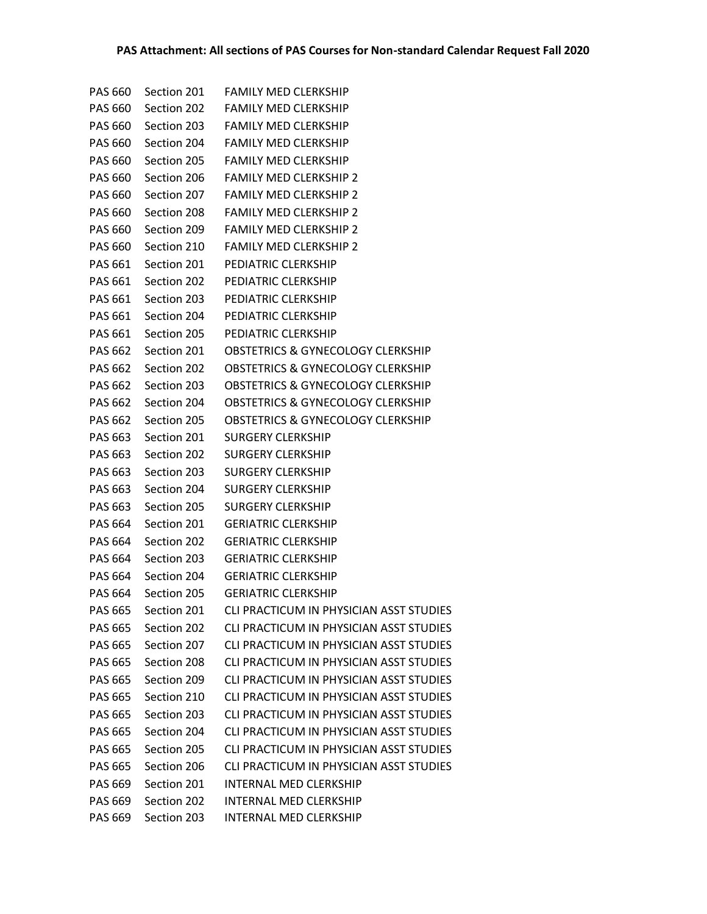**PAS Attachment: All sections of PAS Courses for Non-standard Calendar Request Fall 2020**

| | | |
|---|---|---|
| PAS 660 | Section 201 | FAMILY MED CLERKSHIP |
| PAS 660 | Section 202 | FAMILY MED CLERKSHIP |
| PAS 660 | Section 203 | FAMILY MED CLERKSHIP |
| PAS 660 | Section 204 | FAMILY MED CLERKSHIP |
| PAS 660 | Section 205 | FAMILY MED CLERKSHIP |
| PAS 660 | Section 206 | FAMILY MED CLERKSHIP 2 |
| PAS 660 | Section 207 | FAMILY MED CLERKSHIP 2 |
| PAS 660 | Section 208 | FAMILY MED CLERKSHIP 2 |
| PAS 660 | Section 209 | FAMILY MED CLERKSHIP 2 |
| PAS 660 | Section 210 | FAMILY MED CLERKSHIP 2 |
| PAS 661 | Section 201 | PEDIATRIC CLERKSHIP |
| PAS 661 | Section 202 | PEDIATRIC CLERKSHIP |
| PAS 661 | Section 203 | PEDIATRIC CLERKSHIP |
| PAS 661 | Section 204 | PEDIATRIC CLERKSHIP |
| PAS 661 | Section 205 | PEDIATRIC CLERKSHIP |
| PAS 662 | Section 201 | OBSTETRICS & GYNECOLOGY CLERKSHIP |
| PAS 662 | Section 202 | OBSTETRICS & GYNECOLOGY CLERKSHIP |
| PAS 662 | Section 203 | OBSTETRICS & GYNECOLOGY CLERKSHIP |
| PAS 662 | Section 204 | OBSTETRICS & GYNECOLOGY CLERKSHIP |
| PAS 662 | Section 205 | OBSTETRICS & GYNECOLOGY CLERKSHIP |
| PAS 663 | Section 201 | SURGERY CLERKSHIP |
| PAS 663 | Section 202 | SURGERY CLERKSHIP |
| PAS 663 | Section 203 | SURGERY CLERKSHIP |
| PAS 663 | Section 204 | SURGERY CLERKSHIP |
| PAS 663 | Section 205 | SURGERY CLERKSHIP |
| PAS 664 | Section 201 | GERIATRIC CLERKSHIP |
| PAS 664 | Section 202 | GERIATRIC CLERKSHIP |
| PAS 664 | Section 203 | GERIATRIC CLERKSHIP |
| PAS 664 | Section 204 | GERIATRIC CLERKSHIP |
| PAS 664 | Section 205 | GERIATRIC CLERKSHIP |
| PAS 665 | Section 201 | CLI PRACTICUM IN PHYSICIAN ASST STUDIES |
| PAS 665 | Section 202 | CLI PRACTICUM IN PHYSICIAN ASST STUDIES |
| PAS 665 | Section 207 | CLI PRACTICUM IN PHYSICIAN ASST STUDIES |
| PAS 665 | Section 208 | CLI PRACTICUM IN PHYSICIAN ASST STUDIES |
| PAS 665 | Section 209 | CLI PRACTICUM IN PHYSICIAN ASST STUDIES |
| PAS 665 | Section 210 | CLI PRACTICUM IN PHYSICIAN ASST STUDIES |
| PAS 665 | Section 203 | CLI PRACTICUM IN PHYSICIAN ASST STUDIES |
| PAS 665 | Section 204 | CLI PRACTICUM IN PHYSICIAN ASST STUDIES |
| PAS 665 | Section 205 | CLI PRACTICUM IN PHYSICIAN ASST STUDIES |
| PAS 665 | Section 206 | CLI PRACTICUM IN PHYSICIAN ASST STUDIES |
| PAS 669 | Section 201 | INTERNAL MED CLERKSHIP |
| PAS 669 | Section 202 | INTERNAL MED CLERKSHIP |
| PAS 669 | Section 203 | INTERNAL MED CLERKSHIP |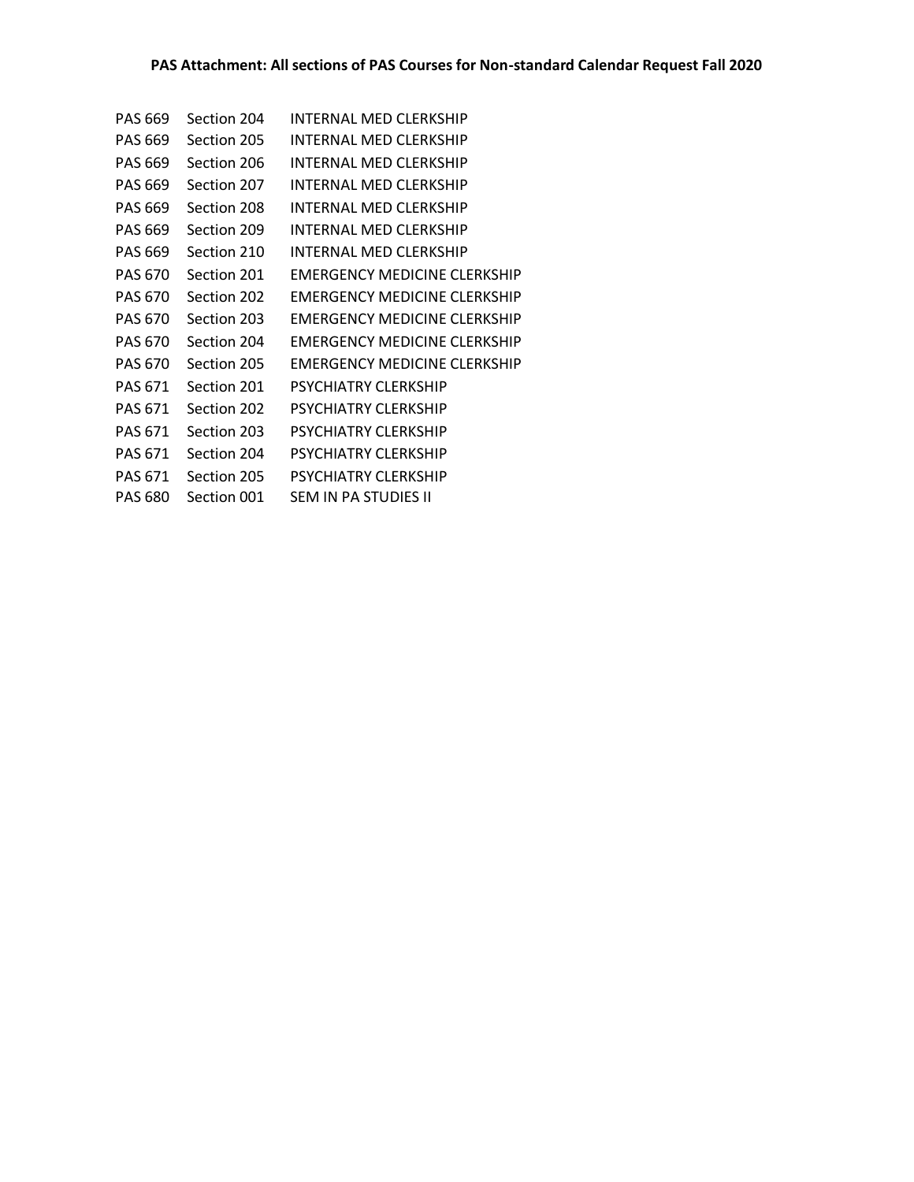**PAS Attachment: All sections of PAS Courses for Non-standard Calendar Request Fall 2020**

| | | |
|---|---|---|
| PAS 669 | Section 204 | INTERNAL MED CLERKSHIP |
| PAS 669 | Section 205 | INTERNAL MED CLERKSHIP |
| PAS 669 | Section 206 | INTERNAL MED CLERKSHIP |
| PAS 669 | Section 207 | INTERNAL MED CLERKSHIP |
| PAS 669 | Section 208 | INTERNAL MED CLERKSHIP |
| PAS 669 | Section 209 | INTERNAL MED CLERKSHIP |
| PAS 669 | Section 210 | INTERNAL MED CLERKSHIP |
| PAS 670 | Section 201 | EMERGENCY MEDICINE CLERKSHIP |
| PAS 670 | Section 202 | EMERGENCY MEDICINE CLERKSHIP |
| PAS 670 | Section 203 | EMERGENCY MEDICINE CLERKSHIP |
| PAS 670 | Section 204 | EMERGENCY MEDICINE CLERKSHIP |
| PAS 670 | Section 205 | EMERGENCY MEDICINE CLERKSHIP |
| PAS 671 | Section 201 | PSYCHIATRY CLERKSHIP |
| PAS 671 | Section 202 | PSYCHIATRY CLERKSHIP |
| PAS 671 | Section 203 | PSYCHIATRY CLERKSHIP |
| PAS 671 | Section 204 | PSYCHIATRY CLERKSHIP |
| PAS 671 | Section 205 | PSYCHIATRY CLERKSHIP |
| PAS 680 | Section 001 | SEM IN PA STUDIES II |